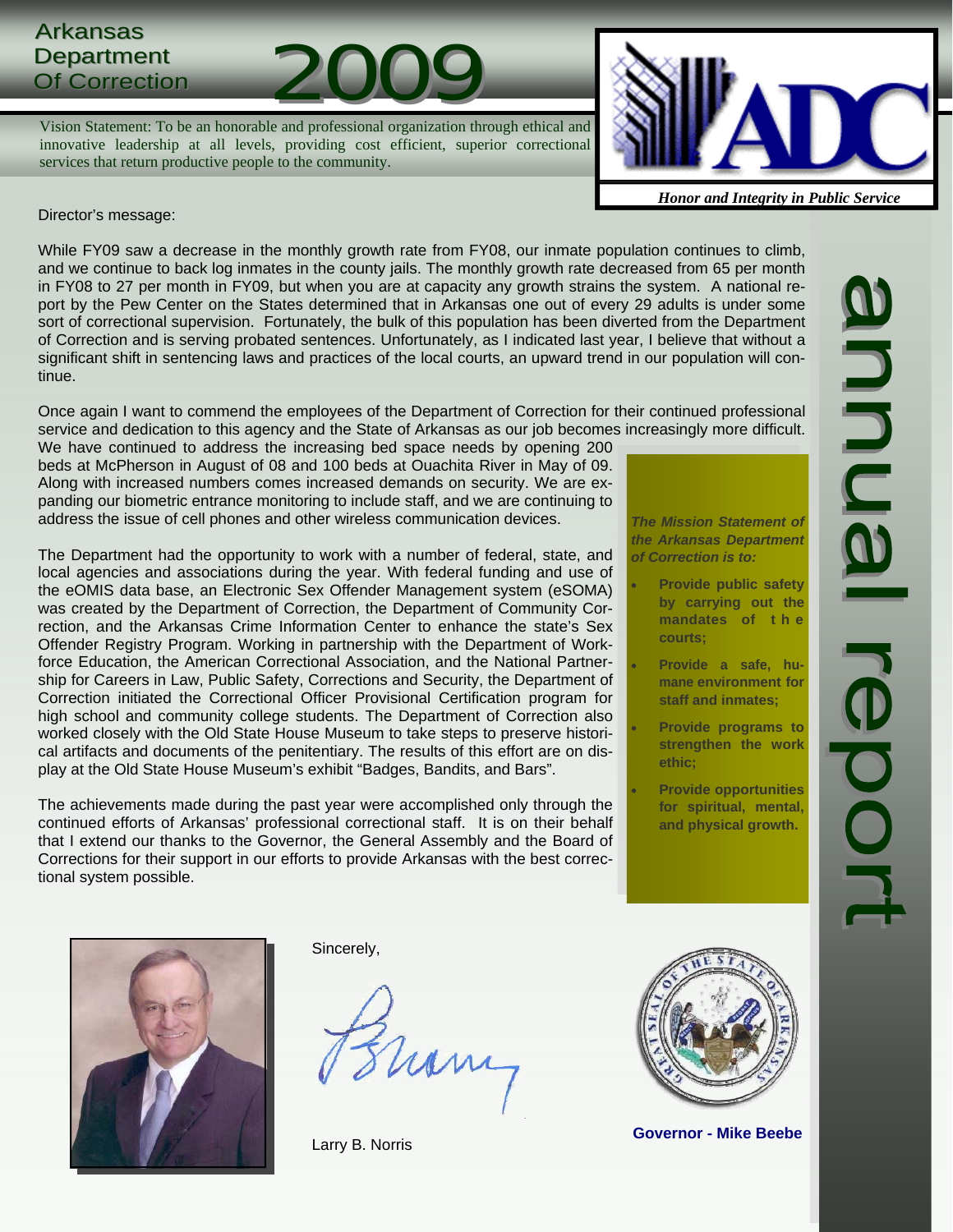# Arkansas Department Of Correction 2009

## annual report

Vision Statement: To be an honorable and professional organization through ethical and innovative leadership at all levels, providing cost efficient, superior correctional services that return productive people to the community.

ADC

*Honor and Integrity in Public Service*

Director's message:

While FY09 saw a decrease in the monthly growth rate from FY08, our inmate population continues to climb, and we continue to back log inmates in the county jails. The monthly growth rate decreased from 65 per month in FY08 to 27 per month in FY09, but when you are at capacity any growth strains the system. A national report by the Pew Center on the States determined that in Arkansas one out of every 29 adults is under some sort of correctional supervision. Fortunately, the bulk of this population has been diverted from the Department of Correction and is serving probated sentences. Unfortunately, as I indicated last year, I believe that without a significant shift in sentencing laws and practices of the local courts, an upward trend in our population will continue.

Once again I want to commend the employees of the Department of Correction for their continued professional service and dedication to this agency and the State of Arkansas as our job becomes increasingly more difficult. We have continued to address the increasing bed space needs by opening 200 beds at McPherson in August of 08 and 100 beds at Ouachita River in May of 09. Along with increased numbers comes increased demands on security. We are expanding our biometric entrance monitoring to include staff, and we are continuing to address the issue of cell phones and other wireless communication devices.

The Department had the opportunity to work with a number of federal, state, and local agencies and associations during the year. With federal funding and use of the eOMIS data base, an Electronic Sex Offender Management system (eSOMA) was created by the Department of Correction, the Department of Community Correction, and the Arkansas Crime Information Center to enhance the state's Sex Offender Registry Program. Working in partnership with the Department of Workforce Education, the American Correctional Association, and the National Partnership for Careers in Law, Public Safety, Corrections and Security, the Department of Correction initiated the Correctional Officer Provisional Certification program for high school and community college students. The Department of Correction also worked closely with the Old State House Museum to take steps to preserve historical artifacts and documents of the penitentiary. The results of this effort are on display at the Old State House Museum's exhibit "Badges, Bandits, and Bars".

The achievements made during the past year were accomplished only through the continued efforts of Arkansas' professional correctional staff. It is on their behalf that I extend our thanks to the Governor, the General Assembly and the Board of Corrections for their support in our efforts to provide Arkansas with the best correctional system possible.

***The Mission Statement of the Arkansas Department of Correction is to:***

- **Provide public safety by carrying out the mandates of the courts;**
- **Provide a safe, humane environment for staff and inmates;**
- **Provide programs to strengthen the work ethic;**
- **Provide opportunities for spiritual, mental, and physical growth.**

Sincerely,

Larry B. Norris

**Governor - Mike Beebe**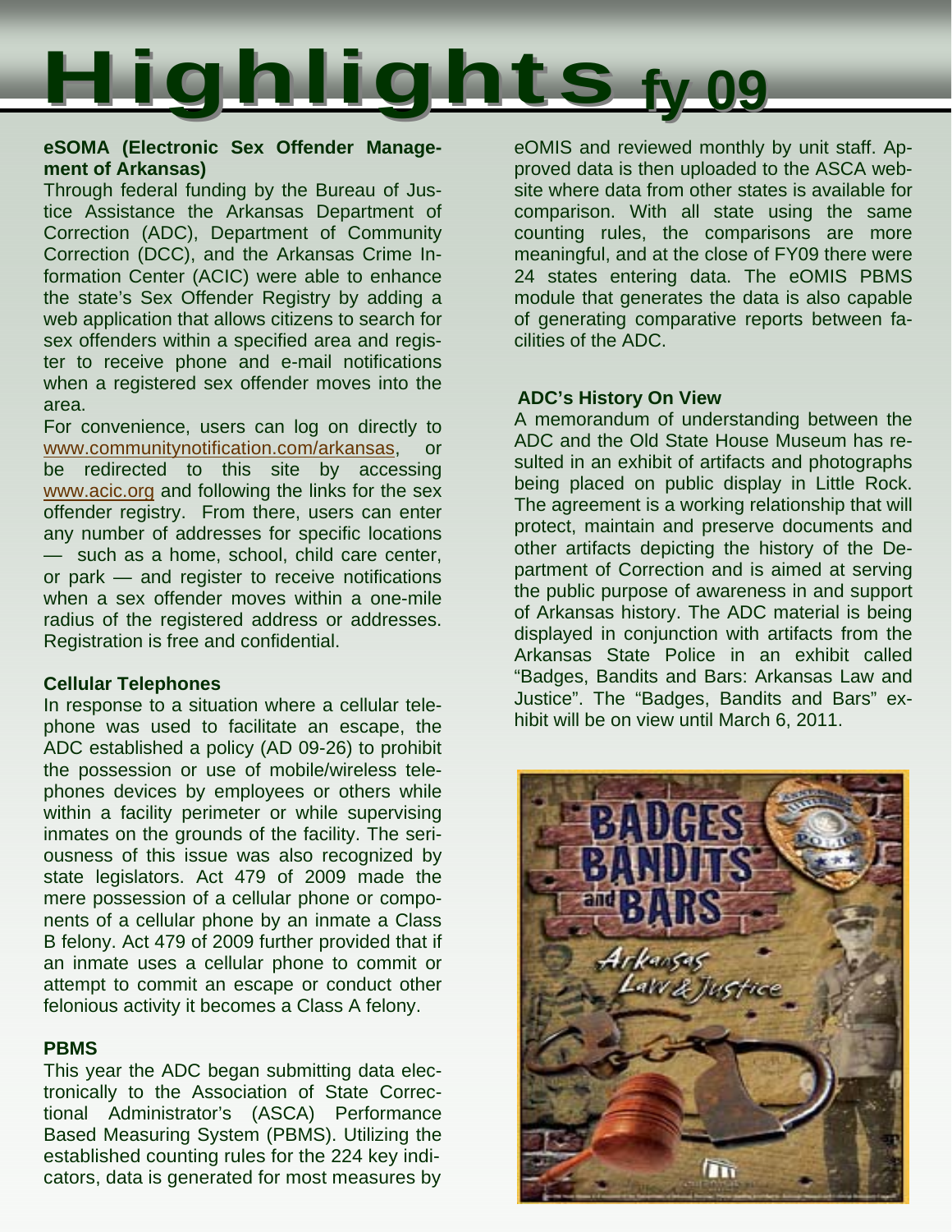# Highlights fy 09

**eSOMA (Electronic Sex Offender Management of Arkansas)**

Through federal funding by the Bureau of Justice Assistance the Arkansas Department of Correction (ADC), Department of Community Correction (DCC), and the Arkansas Crime Information Center (ACIC) were able to enhance the state's Sex Offender Registry by adding a web application that allows citizens to search for sex offenders within a specified area and register to receive phone and e-mail notifications when a registered sex offender moves into the area.

For convenience, users can log on directly to www.communitynotification.com/arkansas, or be redirected to this site by accessing www.acic.org and following the links for the sex offender registry. From there, users can enter any number of addresses for specific locations — such as a home, school, child care center, or park — and register to receive notifications when a sex offender moves within a one-mile radius of the registered address or addresses. Registration is free and confidential.

**Cellular Telephones**

In response to a situation where a cellular telephone was used to facilitate an escape, the ADC established a policy (AD 09-26) to prohibit the possession or use of mobile/wireless telephones devices by employees or others while within a facility perimeter or while supervising inmates on the grounds of the facility. The seriousness of this issue was also recognized by state legislators. Act 479 of 2009 made the mere possession of a cellular phone or components of a cellular phone by an inmate a Class B felony. Act 479 of 2009 further provided that if an inmate uses a cellular phone to commit or attempt to commit an escape or conduct other felonious activity it becomes a Class A felony.

**PBMS**

This year the ADC began submitting data electronically to the Association of State Correctional Administrator's (ASCA) Performance Based Measuring System (PBMS). Utilizing the established counting rules for the 224 key indicators, data is generated for most measures by eOMIS and reviewed monthly by unit staff. Approved data is then uploaded to the ASCA website where data from other states is available for comparison. With all state using the same counting rules, the comparisons are more meaningful, and at the close of FY09 there were 24 states entering data. The eOMIS PBMS module that generates the data is also capable of generating comparative reports between facilities of the ADC.

**ADC's History On View**

A memorandum of understanding between the ADC and the Old State House Museum has resulted in an exhibit of artifacts and photographs being placed on public display in Little Rock. The agreement is a working relationship that will protect, maintain and preserve documents and other artifacts depicting the history of the Department of Correction and is aimed at serving the public purpose of awareness in and support of Arkansas history. The ADC material is being displayed in conjunction with artifacts from the Arkansas State Police in an exhibit called "Badges, Bandits and Bars: Arkansas Law and Justice". The "Badges, Bandits and Bars" exhibit will be on view until March 6, 2011.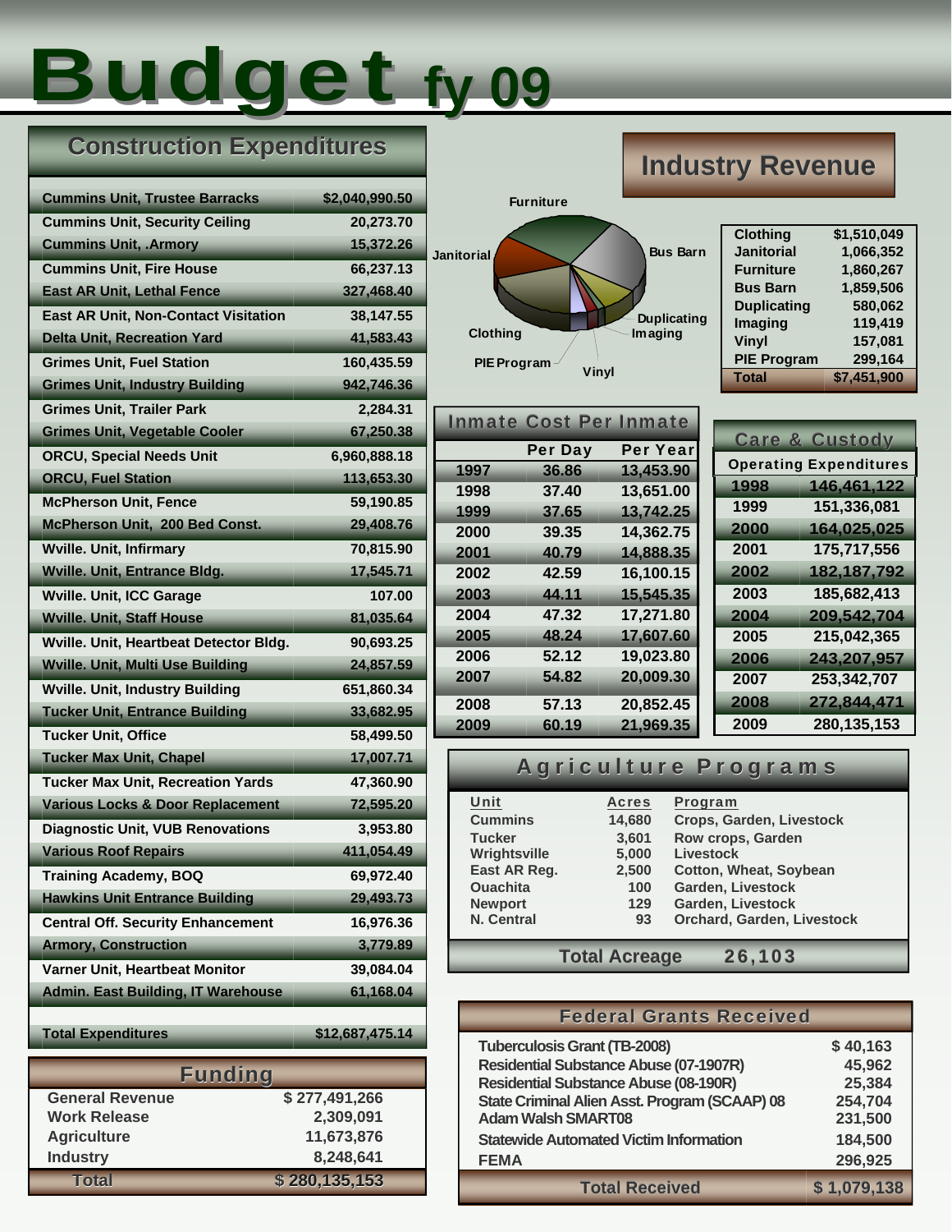# Budget fy 09

## Construction Expenditures

| Project | Amount |
|---|---|
| Cummins Unit, Trustee Barracks | $2,040,990.50 |
| Cummins Unit, Security Ceiling | 20,273.70 |
| Cummins Unit, .Armory | 15,372.26 |
| Cummins Unit, Fire House | 66,237.13 |
| East AR Unit, Lethal Fence | 327,468.40 |
| East AR Unit, Non-Contact Visitation | 38,147.55 |
| Delta Unit, Recreation Yard | 41,583.43 |
| Grimes Unit, Fuel Station | 160,435.59 |
| Grimes Unit, Industry Building | 942,746.36 |
| Grimes Unit, Trailer Park | 2,284.31 |
| Grimes Unit, Vegetable Cooler | 67,250.38 |
| ORCU, Special Needs Unit | 6,960,888.18 |
| ORCU, Fuel Station | 113,653.30 |
| McPherson Unit, Fence | 59,190.85 |
| McPherson Unit, 200 Bed Const. | 29,408.76 |
| Wville. Unit, Infirmary | 70,815.90 |
| Wville. Unit, Entrance Bldg. | 17,545.71 |
| Wville. Unit, ICC Garage | 107.00 |
| Wville. Unit, Staff House | 81,035.64 |
| Wville. Unit, Heartbeat Detector Bldg. | 90,693.25 |
| Wville. Unit, Multi Use Building | 24,857.59 |
| Wville. Unit, Industry Building | 651,860.34 |
| Tucker Unit, Entrance Building | 33,682.95 |
| Tucker Unit, Office | 58,499.50 |
| Tucker Max Unit, Chapel | 17,007.71 |
| Tucker Max Unit, Recreation Yards | 47,360.90 |
| Various Locks & Door Replacement | 72,595.20 |
| Diagnostic Unit, VUB Renovations | 3,953.80 |
| Various Roof Repairs | 411,054.49 |
| Training Academy, BOQ | 69,972.40 |
| Hawkins Unit Entrance Building | 29,493.73 |
| Central Off. Security Enhancement | 16,976.36 |
| Armory, Construction | 3,779.89 |
| Varner Unit, Heartbeat Monitor | 39,084.04 |
| Admin. East Building, IT Warehouse | 61,168.04 |
| **Total Expenditures** | **$12,687,475.14** |

## Funding

| Source | Amount |
|---|---|
| General Revenue | $ 277,491,266 |
| Work Release | 2,309,091 |
| Agriculture | 11,673,876 |
| Industry | 8,248,641 |
| **Total** | **$ 280,135,153** |

## Industry Revenue

| Category | Revenue |
|---|---|
| Clothing | $1,510,049 |
| Janitorial | 1,066,352 |
| Furniture | 1,860,267 |
| Bus Barn | 1,859,506 |
| Duplicating | 580,062 |
| Imaging | 119,419 |
| Vinyl | 157,081 |
| PIE Program | 299,164 |
| **Total** | **$7,451,900** |

## Inmate Cost Per Inmate

| Year | Per Day | Per Year |
|---|---|---|
| 1997 | 36.86 | 13,453.90 |
| 1998 | 37.40 | 13,651.00 |
| 1999 | 37.65 | 13,742.25 |
| 2000 | 39.35 | 14,362.75 |
| 2001 | 40.79 | 14,888.35 |
| 2002 | 42.59 | 16,100.15 |
| 2003 | 44.11 | 15,545.35 |
| 2004 | 47.32 | 17,271.80 |
| 2005 | 48.24 | 17,607.60 |
| 2006 | 52.12 | 19,023.80 |
| 2007 | 54.82 | 20,009.30 |
| 2008 | 57.13 | 20,852.45 |
| 2009 | 60.19 | 21,969.35 |

## Care & Custody

| Year | Operating Expenditures |
|---|---|
| 1998 | 146,461,122 |
| 1999 | 151,336,081 |
| 2000 | 164,025,025 |
| 2001 | 175,717,556 |
| 2002 | 182,187,792 |
| 2003 | 185,682,413 |
| 2004 | 209,542,704 |
| 2005 | 215,042,365 |
| 2006 | 243,207,957 |
| 2007 | 253,342,707 |
| 2008 | 272,844,471 |
| 2009 | 280,135,153 |

## Agriculture Programs

| Unit | Acres | Program |
|---|---|---|
| Cummins | 14,680 | Crops, Garden, Livestock |
| Tucker | 3,601 | Row crops, Garden |
| Wrightsville | 5,000 | Livestock |
| East AR Reg. | 2,500 | Cotton, Wheat, Soybean |
| Ouachita | 100 | Garden, Livestock |
| Newport | 129 | Garden, Livestock |
| N. Central | 93 | Orchard, Garden, Livestock |
| **Total Acreage** | **26,103** | |

## Federal Grants Received

| Grant | Amount |
|---|---|
| Tuberculosis Grant (TB-2008) | $ 40,163 |
| Residential Substance Abuse (07-1907R) | 45,962 |
| Residential Substance Abuse (08-190R) | 25,384 |
| State Criminal Alien Asst. Program (SCAAP) 08 | 254,704 |
| Adam Walsh SMART08 | 231,500 |
| Statewide Automated Victim Information | 184,500 |
| FEMA | 296,925 |
| **Total Received** | **$ 1,079,138** |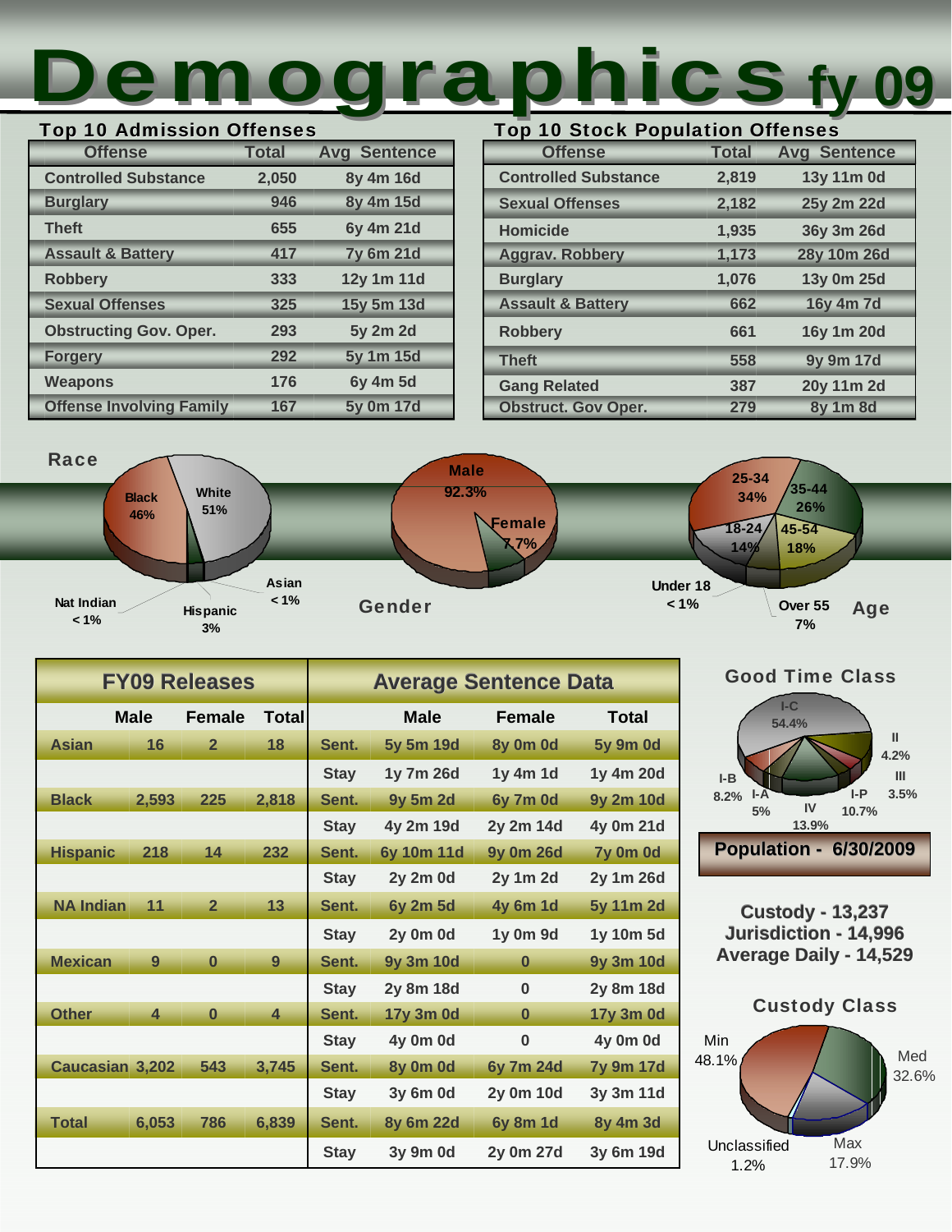# Demographics fy 09

## Top 10 Admission Offenses

| Offense | Total | Avg Sentence |
|---|---|---|
| Controlled Substance | 2,050 | 8y 4m 16d |
| Burglary | 946 | 8y 4m 15d |
| Theft | 655 | 6y 4m 21d |
| Assault & Battery | 417 | 7y 6m 21d |
| Robbery | 333 | 12y 1m 11d |
| Sexual Offenses | 325 | 15y 5m 13d |
| Obstructing Gov. Oper. | 293 | 5y 2m 2d |
| Forgery | 292 | 5y 1m 15d |
| Weapons | 176 | 6y 4m 5d |
| Offense Involving Family | 167 | 5y 0m 17d |

## Top 10 Stock Population Offenses

| Offense | Total | Avg Sentence |
|---|---|---|
| Controlled Substance | 2,819 | 13y 11m 0d |
| Sexual Offenses | 2,182 | 25y 2m 22d |
| Homicide | 1,935 | 36y 3m 26d |
| Aggrav. Robbery | 1,173 | 28y 10m 26d |
| Burglary | 1,076 | 13y 0m 25d |
| Assault & Battery | 662 | 16y 4m 7d |
| Robbery | 661 | 16y 1m 20d |
| Theft | 558 | 9y 9m 17d |
| Gang Related | 387 | 20y 11m 2d |
| Obstruct. Gov Oper. | 279 | 8y 1m 8d |

## Race

Black 46%, White 51%, Asian < 1%, Hispanic 3%, Nat Indian < 1%

## Gender

Male 92.3%, Female 7.7%

## Age

Under 18 < 1%, 18-24 14%, 25-34 34%, 35-44 26%, 45-54 18%, Over 55 7%

## FY09 Releases / Average Sentence Data

| FY09 Releases | Male | Female | Total | Average Sentence Data | Male | Female | Total |
|---|---|---|---|---|---|---|---|
| Asian | 16 | 2 | 18 | Sent. | 5y 5m 19d | 8y 0m 0d | 5y 9m 0d |
| | | | | Stay | 1y 7m 26d | 1y 4m 1d | 1y 4m 20d |
| Black | 2,593 | 225 | 2,818 | Sent. | 9y 5m 2d | 6y 7m 0d | 9y 2m 10d |
| | | | | Stay | 4y 2m 19d | 2y 2m 14d | 4y 0m 21d |
| Hispanic | 218 | 14 | 232 | Sent. | 6y 10m 11d | 9y 0m 26d | 7y 0m 0d |
| | | | | Stay | 2y 2m 0d | 2y 1m 2d | 2y 1m 26d |
| NA Indian | 11 | 2 | 13 | Sent. | 6y 2m 5d | 4y 6m 1d | 5y 11m 2d |
| | | | | Stay | 2y 0m 0d | 1y 0m 9d | 1y 10m 5d |
| Mexican | 9 | 0 | 9 | Sent. | 9y 3m 10d | 0 | 9y 3m 10d |
| | | | | Stay | 2y 8m 18d | 0 | 2y 8m 18d |
| Other | 4 | 0 | 4 | Sent. | 17y 3m 0d | 0 | 17y 3m 0d |
| | | | | Stay | 4y 0m 0d | 0 | 4y 0m 0d |
| Caucasian | 3,202 | 543 | 3,745 | Sent. | 8y 0m 0d | 6y 7m 24d | 7y 9m 17d |
| | | | | Stay | 3y 6m 0d | 2y 0m 10d | 3y 3m 11d |
| Total | 6,053 | 786 | 6,839 | Sent. | 8y 6m 22d | 6y 8m 1d | 8y 4m 3d |
| | | | | Stay | 3y 9m 0d | 2y 0m 27d | 3y 6m 19d |

## Good Time Class

I-C 54.4%, II 4.2%, III 3.5%, I-P 10.7%, IV 13.9%, I-A 5%, I-B 8.2%

## Population - 6/30/2009

**Custody - 13,237**
**Jurisdiction - 14,996**
**Average Daily - 14,529**

## Custody Class

Min 48.1%, Med 32.6%, Max 17.9%, Unclassified 1.2%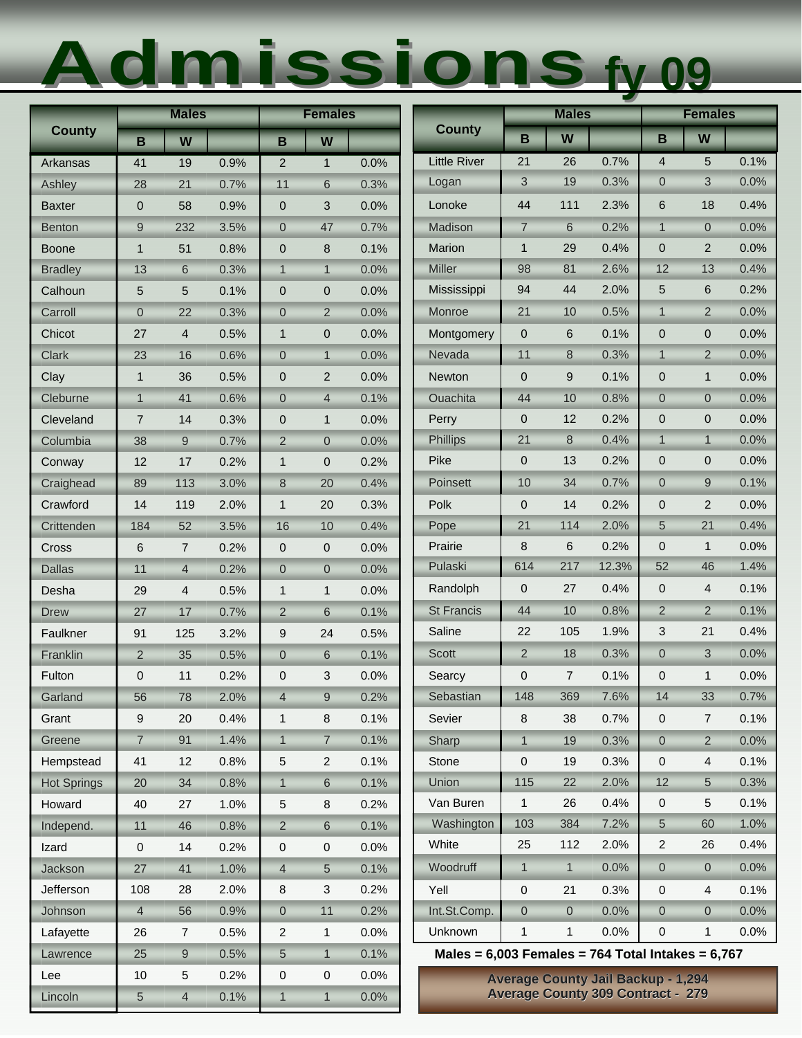# Admissions fy 09

| County | Males | | | Females | | |
|---|---|---|---|---|---|---|
| | B | W | | B | W | |
| Arkansas | 41 | 19 | 0.9% | 2 | 1 | 0.0% |
| Ashley | 28 | 21 | 0.7% | 11 | 6 | 0.3% |
| Baxter | 0 | 58 | 0.9% | 0 | 3 | 0.0% |
| Benton | 9 | 232 | 3.5% | 0 | 47 | 0.7% |
| Boone | 1 | 51 | 0.8% | 0 | 8 | 0.1% |
| Bradley | 13 | 6 | 0.3% | 1 | 1 | 0.0% |
| Calhoun | 5 | 5 | 0.1% | 0 | 0 | 0.0% |
| Carroll | 0 | 22 | 0.3% | 0 | 2 | 0.0% |
| Chicot | 27 | 4 | 0.5% | 1 | 0 | 0.0% |
| Clark | 23 | 16 | 0.6% | 0 | 1 | 0.0% |
| Clay | 1 | 36 | 0.5% | 0 | 2 | 0.0% |
| Cleburne | 1 | 41 | 0.6% | 0 | 4 | 0.1% |
| Cleveland | 7 | 14 | 0.3% | 0 | 1 | 0.0% |
| Columbia | 38 | 9 | 0.7% | 2 | 0 | 0.0% |
| Conway | 12 | 17 | 0.2% | 1 | 0 | 0.2% |
| Craighead | 89 | 113 | 3.0% | 8 | 20 | 0.4% |
| Crawford | 14 | 119 | 2.0% | 1 | 20 | 0.3% |
| Crittenden | 184 | 52 | 3.5% | 16 | 10 | 0.4% |
| Cross | 6 | 7 | 0.2% | 0 | 0 | 0.0% |
| Dallas | 11 | 4 | 0.2% | 0 | 0 | 0.0% |
| Desha | 29 | 4 | 0.5% | 1 | 1 | 0.0% |
| Drew | 27 | 17 | 0.7% | 2 | 6 | 0.1% |
| Faulkner | 91 | 125 | 3.2% | 9 | 24 | 0.5% |
| Franklin | 2 | 35 | 0.5% | 0 | 6 | 0.1% |
| Fulton | 0 | 11 | 0.2% | 0 | 3 | 0.0% |
| Garland | 56 | 78 | 2.0% | 4 | 9 | 0.2% |
| Grant | 9 | 20 | 0.4% | 1 | 8 | 0.1% |
| Greene | 7 | 91 | 1.4% | 1 | 7 | 0.1% |
| Hempstead | 41 | 12 | 0.8% | 5 | 2 | 0.1% |
| Hot Springs | 20 | 34 | 0.8% | 1 | 6 | 0.1% |
| Howard | 40 | 27 | 1.0% | 5 | 8 | 0.2% |
| Independ. | 11 | 46 | 0.8% | 2 | 6 | 0.1% |
| Izard | 0 | 14 | 0.2% | 0 | 0 | 0.0% |
| Jackson | 27 | 41 | 1.0% | 4 | 5 | 0.1% |
| Jefferson | 108 | 28 | 2.0% | 8 | 3 | 0.2% |
| Johnson | 4 | 56 | 0.9% | 0 | 11 | 0.2% |
| Lafayette | 26 | 7 | 0.5% | 2 | 1 | 0.0% |
| Lawrence | 25 | 9 | 0.5% | 5 | 1 | 0.1% |
| Lee | 10 | 5 | 0.2% | 0 | 0 | 0.0% |
| Lincoln | 5 | 4 | 0.1% | 1 | 1 | 0.0% |
| Little River | 21 | 26 | 0.7% | 4 | 5 | 0.1% |
| Logan | 3 | 19 | 0.3% | 0 | 3 | 0.0% |
| Lonoke | 44 | 111 | 2.3% | 6 | 18 | 0.4% |
| Madison | 7 | 6 | 0.2% | 1 | 0 | 0.0% |
| Marion | 1 | 29 | 0.4% | 0 | 2 | 0.0% |
| Miller | 98 | 81 | 2.6% | 12 | 13 | 0.4% |
| Mississippi | 94 | 44 | 2.0% | 5 | 6 | 0.2% |
| Monroe | 21 | 10 | 0.5% | 1 | 2 | 0.0% |
| Montgomery | 0 | 6 | 0.1% | 0 | 0 | 0.0% |
| Nevada | 11 | 8 | 0.3% | 1 | 2 | 0.0% |
| Newton | 0 | 9 | 0.1% | 0 | 1 | 0.0% |
| Ouachita | 44 | 10 | 0.8% | 0 | 0 | 0.0% |
| Perry | 0 | 12 | 0.2% | 0 | 0 | 0.0% |
| Phillips | 21 | 8 | 0.4% | 1 | 1 | 0.0% |
| Pike | 0 | 13 | 0.2% | 0 | 0 | 0.0% |
| Poinsett | 10 | 34 | 0.7% | 0 | 9 | 0.1% |
| Polk | 0 | 14 | 0.2% | 0 | 2 | 0.0% |
| Pope | 21 | 114 | 2.0% | 5 | 21 | 0.4% |
| Prairie | 8 | 6 | 0.2% | 0 | 1 | 0.0% |
| Pulaski | 614 | 217 | 12.3% | 52 | 46 | 1.4% |
| Randolph | 0 | 27 | 0.4% | 0 | 4 | 0.1% |
| St Francis | 44 | 10 | 0.8% | 2 | 2 | 0.1% |
| Saline | 22 | 105 | 1.9% | 3 | 21 | 0.4% |
| Scott | 2 | 18 | 0.3% | 0 | 3 | 0.0% |
| Searcy | 0 | 7 | 0.1% | 0 | 1 | 0.0% |
| Sebastian | 148 | 369 | 7.6% | 14 | 33 | 0.7% |
| Sevier | 8 | 38 | 0.7% | 0 | 7 | 0.1% |
| Sharp | 1 | 19 | 0.3% | 0 | 2 | 0.0% |
| Stone | 0 | 19 | 0.3% | 0 | 4 | 0.1% |
| Union | 115 | 22 | 2.0% | 12 | 5 | 0.3% |
| Van Buren | 1 | 26 | 0.4% | 0 | 5 | 0.1% |
| Washington | 103 | 384 | 7.2% | 5 | 60 | 1.0% |
| White | 25 | 112 | 2.0% | 2 | 26 | 0.4% |
| Woodruff | 1 | 1 | 0.0% | 0 | 0 | 0.0% |
| Yell | 0 | 21 | 0.3% | 0 | 4 | 0.1% |
| Int.St.Comp. | 0 | 0 | 0.0% | 0 | 0 | 0.0% |
| Unknown | 1 | 1 | 0.0% | 0 | 1 | 0.0% |

**Males = 6,003 Females = 764 Total Intakes = 6,767**

**Average County Jail Backup - 1,294**
**Average County 309 Contract - 279**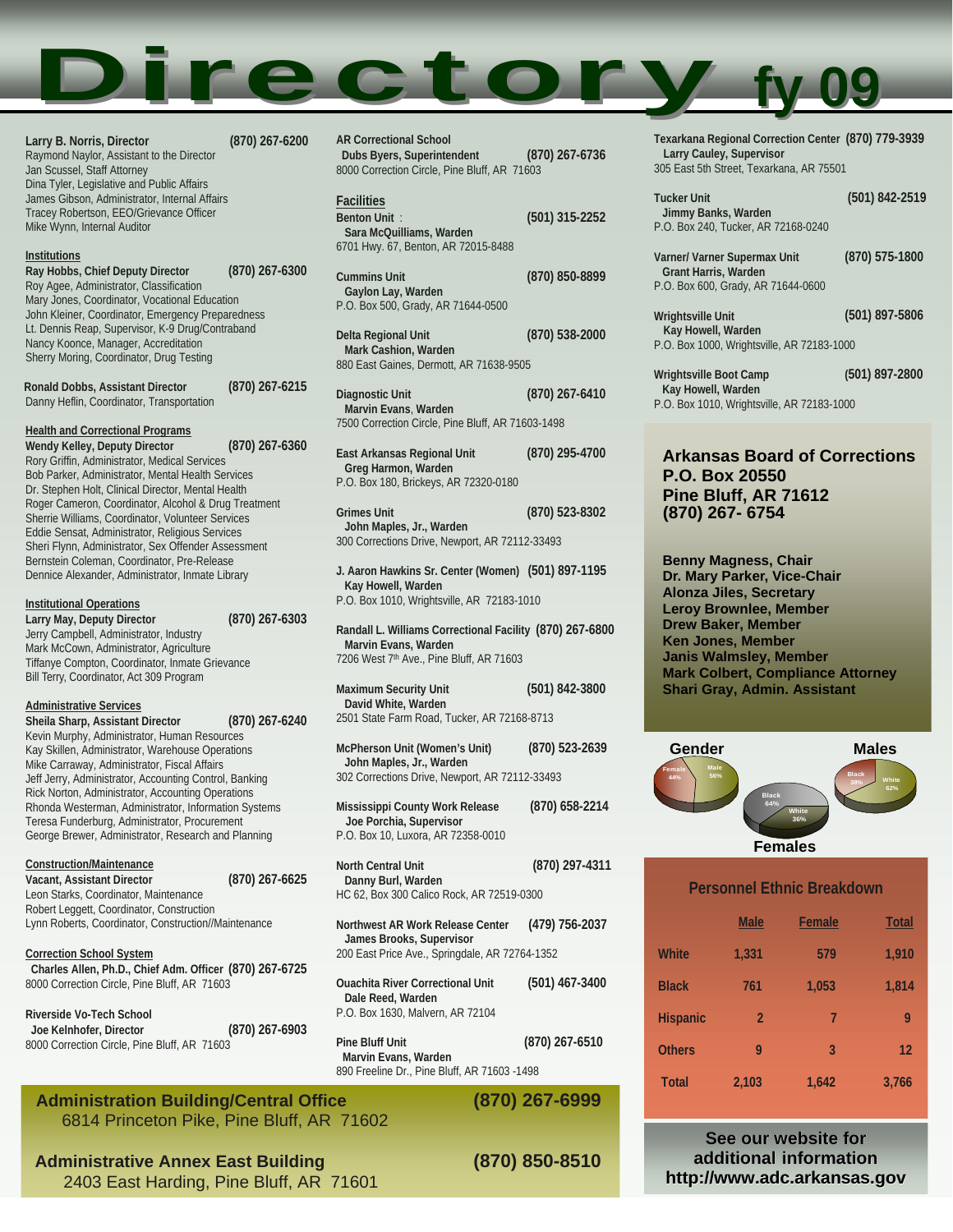# Directory fy 09

**Larry B. Norris, Director** (870) 267-6200
Raymond Naylor, Assistant to the Director
Jan Scussel, Staff Attorney
Dina Tyler, Legislative and Public Affairs
James Gibson, Administrator, Internal Affairs
Tracey Robertson, EEO/Grievance Officer
Mike Wynn, Internal Auditor

**Institutions**
**Ray Hobbs, Chief Deputy Director** (870) 267-6300
Roy Agee, Administrator, Classification
Mary Jones, Coordinator, Vocational Education
John Kleiner, Coordinator, Emergency Preparedness
Lt. Dennis Reap, Supervisor, K-9 Drug/Contraband
Nancy Koonce, Manager, Accreditation
Sherry Moring, Coordinator, Drug Testing

**Ronald Dobbs, Assistant Director** (870) 267-6215
Danny Heflin, Coordinator, Transportation

**Health and Correctional Programs**
**Wendy Kelley, Deputy Director** (870) 267-6360
Rory Griffin, Administrator, Medical Services
Bob Parker, Administrator, Mental Health Services
Dr. Stephen Holt, Clinical Director, Mental Health
Roger Cameron, Coordinator, Alcohol & Drug Treatment
Sherrie Williams, Coordinator, Volunteer Services
Eddie Sensat, Administrator, Religious Services
Sheri Flynn, Administrator, Sex Offender Assessment
Bernstein Coleman, Coordinator, Pre-Release
Dennice Alexander, Administrator, Inmate Library

**Institutional Operations**
**Larry May, Deputy Director** (870) 267-6303
Jerry Campbell, Administrator, Industry
Mark McCown, Administrator, Agriculture
Tiffanye Compton, Coordinator, Inmate Grievance
Bill Terry, Coordinator, Act 309 Program

**Administrative Services**
**Sheila Sharp, Assistant Director** (870) 267-6240
Kevin Murphy, Administrator, Human Resources
Kay Skillen, Administrator, Warehouse Operations
Mike Carraway, Administrator, Fiscal Affairs
Jeff Jerry, Administrator, Accounting Control, Banking
Rick Norton, Administrator, Accounting Operations
Rhonda Westerman, Administrator, Information Systems
Teresa Funderburg, Administrator, Procurement
George Brewer, Administrator, Research and Planning

**Construction/Maintenance**
**Vacant, Assistant Director** (870) 267-6625
Leon Starks, Coordinator, Maintenance
Robert Leggett, Coordinator, Construction
Lynn Roberts, Coordinator, Construction//Maintenance

**Correction School System**
**Charles Allen, Ph.D., Chief Adm. Officer** (870) 267-6725
8000 Correction Circle, Pine Bluff, AR 71603

**Riverside Vo-Tech School**
**Joe Kelnhofer, Director** (870) 267-6903
8000 Correction Circle, Pine Bluff, AR 71603

**AR Correctional School**
**Dubs Byers, Superintendent** (870) 267-6736
8000 Correction Circle, Pine Bluff, AR 71603

**Facilities**

**Benton Unit** : (501) 315-2252
**Sara McQuilliams, Warden**
6701 Hwy. 67, Benton, AR 72015-8488

**Cummins Unit** (870) 850-8899
**Gaylon Lay, Warden**
P.O. Box 500, Grady, AR 71644-0500

**Delta Regional Unit** (870) 538-2000
**Mark Cashion, Warden**
880 East Gaines, Dermott, AR 71638-9505

**Diagnostic Unit** (870) 267-6410
**Marvin Evans, Warden**
7500 Correction Circle, Pine Bluff, AR 71603-1498

**East Arkansas Regional Unit** (870) 295-4700
**Greg Harmon, Warden**
P.O. Box 180, Brickeys, AR 72320-0180

**Grimes Unit** (870) 523-8302
**John Maples, Jr., Warden**
300 Corrections Drive, Newport, AR 72112-33493

**J. Aaron Hawkins Sr. Center (Women)** (501) 897-1195
**Kay Howell, Warden**
P.O. Box 1010, Wrightsville, AR 72183-1010

**Randall L. Williams Correctional Facility** (870) 267-6800
**Marvin Evans, Warden**
7206 West 7th Ave., Pine Bluff, AR 71603

**Maximum Security Unit** (501) 842-3800
**David White, Warden**
2501 State Farm Road, Tucker, AR 72168-8713

**McPherson Unit (Women's Unit)** (870) 523-2639
**John Maples, Jr., Warden**
302 Corrections Drive, Newport, AR 72112-33493

**Mississippi County Work Release** (870) 658-2214
**Joe Porchia, Supervisor**
P.O. Box 10, Luxora, AR 72358-0010

**North Central Unit** (870) 297-4311
**Danny Burl, Warden**
HC 62, Box 300 Calico Rock, AR 72519-0300

**Northwest AR Work Release Center** (479) 756-2037
**James Brooks, Supervisor**
200 East Price Ave., Springdale, AR 72764-1352

**Ouachita River Correctional Unit** (501) 467-3400
**Dale Reed, Warden**
P.O. Box 1630, Malvern, AR 72104

**Pine Bluff Unit** (870) 267-6510
**Marvin Evans, Warden**
890 Freeline Dr., Pine Bluff, AR 71603 -1498

**Texarkana Regional Correction Center** (870) 779-3939
**Larry Cauley, Supervisor**
305 East 5th Street, Texarkana, AR 75501

**Tucker Unit** (501) 842-2519
**Jimmy Banks, Warden**
P.O. Box 240, Tucker, AR 72168-0240

**Varner/ Varner Supermax Unit** (870) 575-1800
**Grant Harris, Warden**
P.O. Box 600, Grady, AR 71644-0600

**Wrightsville Unit** (501) 897-5806
**Kay Howell, Warden**
P.O. Box 1000, Wrightsville, AR 72183-1000

**Wrightsville Boot Camp** (501) 897-2800
**Kay Howell, Warden**
P.O. Box 1010, Wrightsville, AR 72183-1000

**Administration Building/Central Office** (870) 267-6999
6814 Princeton Pike, Pine Bluff, AR 71602

**Administrative Annex East Building** (870) 850-8510
2403 East Harding, Pine Bluff, AR 71601

## Arkansas Board of Corrections
**P.O. Box 20550**
**Pine Bluff, AR 71612**
**(870) 267- 6754**

**Benny Magness, Chair**
**Dr. Mary Parker, Vice-Chair**
**Alonza Jiles, Secretary**
**Leroy Brownlee, Member**
**Drew Baker, Member**
**Ken Jones, Member**
**Janis Walmsley, Member**
**Mark Colbert, Compliance Attorney**
**Shari Gray, Admin. Assistant**

**Gender**
Female 44%
Male 56%

**Males**
Black 38%
White 62%

**Females**
Black 64%
White 36%

### Personnel Ethnic Breakdown

| | Male | Female | Total |
|---|---|---|---|
| White | 1,331 | 579 | 1,910 |
| Black | 761 | 1,053 | 1,814 |
| Hispanic | 2 | 7 | 9 |
| Others | 9 | 3 | 12 |
| Total | 2,103 | 1,642 | 3,766 |

**See our website for additional information**
**http://www.adc.arkansas.gov**